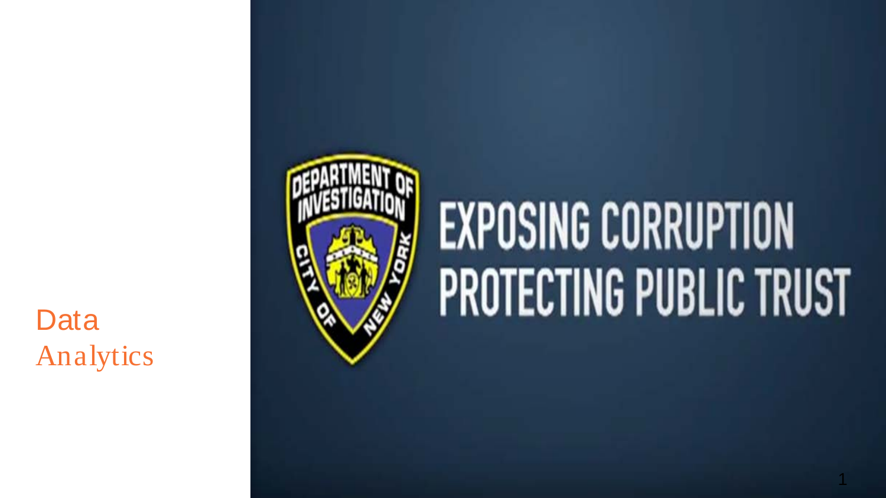# Data Analytics

EXPOSING CORRUPTION
PROTECTING PUBLIC TRUST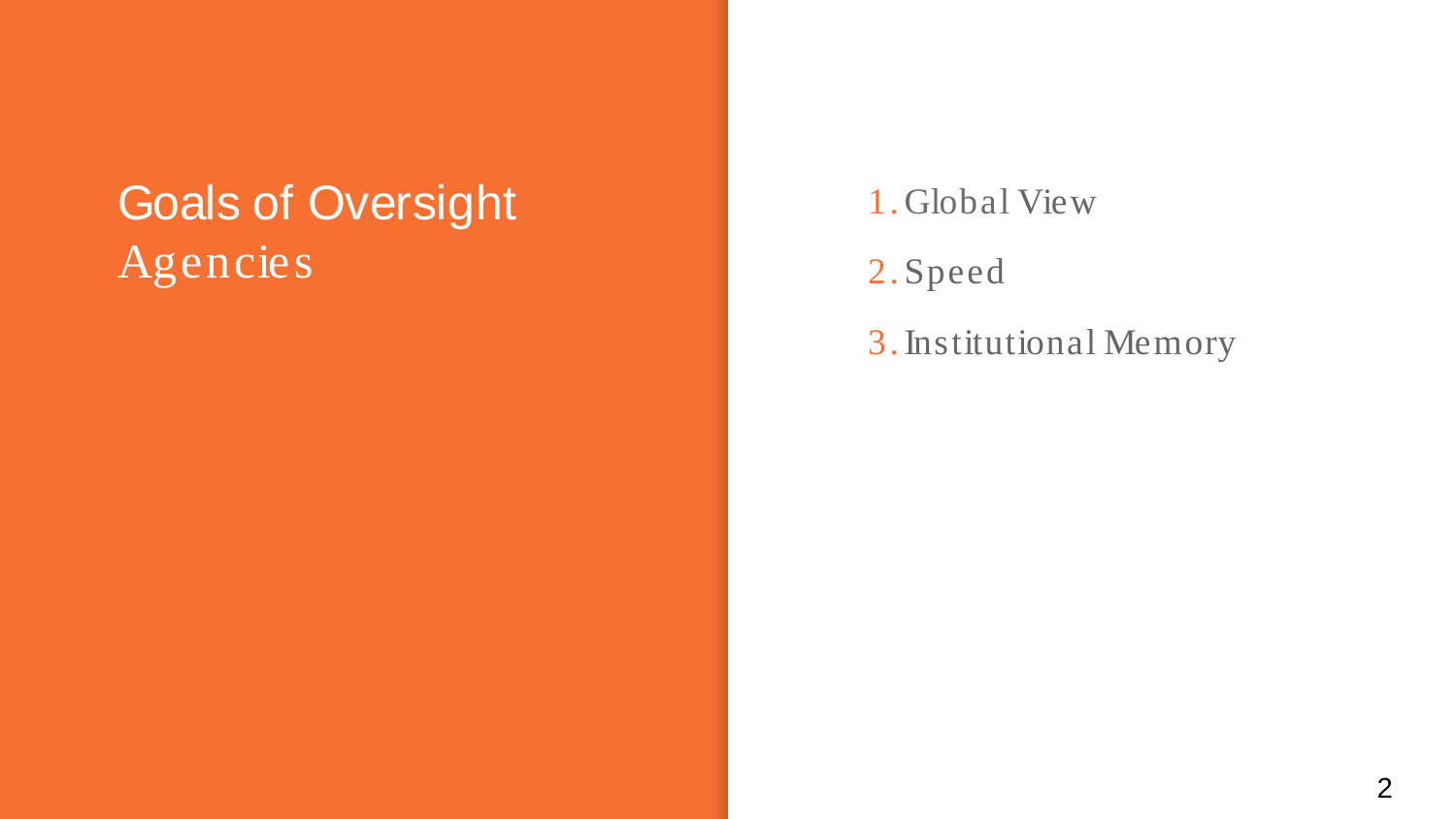# Goals of Oversight Agencies

1. Global View
2. Speed
3. Institutional Memory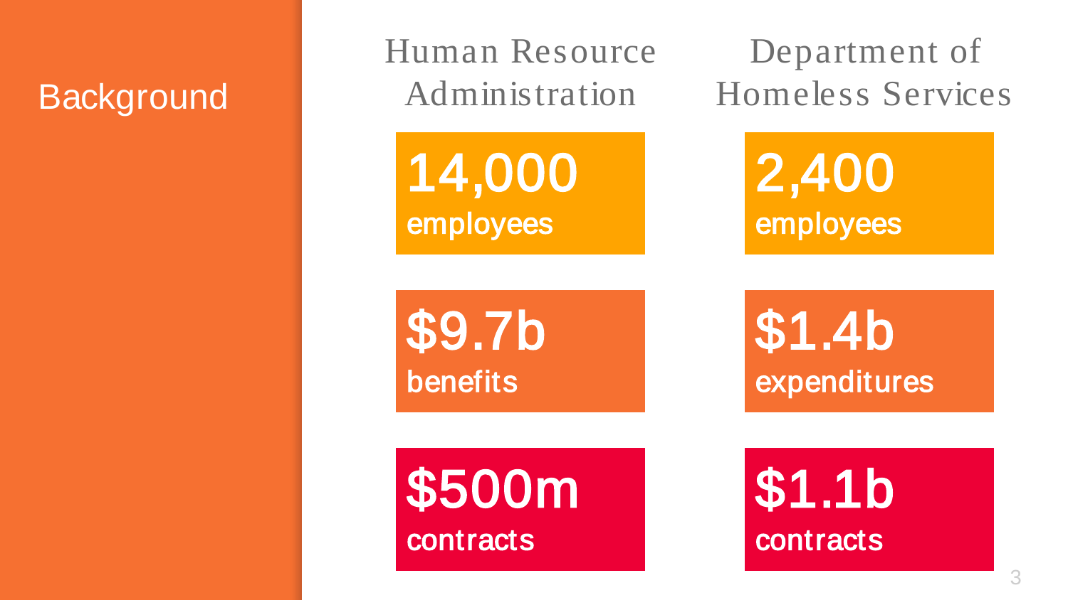# Background

## Human Resource Administration

**14,000** employees

**$9.7b** benefits

**$500m** contracts

## Department of Homeless Services

**2,400** employees

**$1.4b** expenditures

**$1.1b** contracts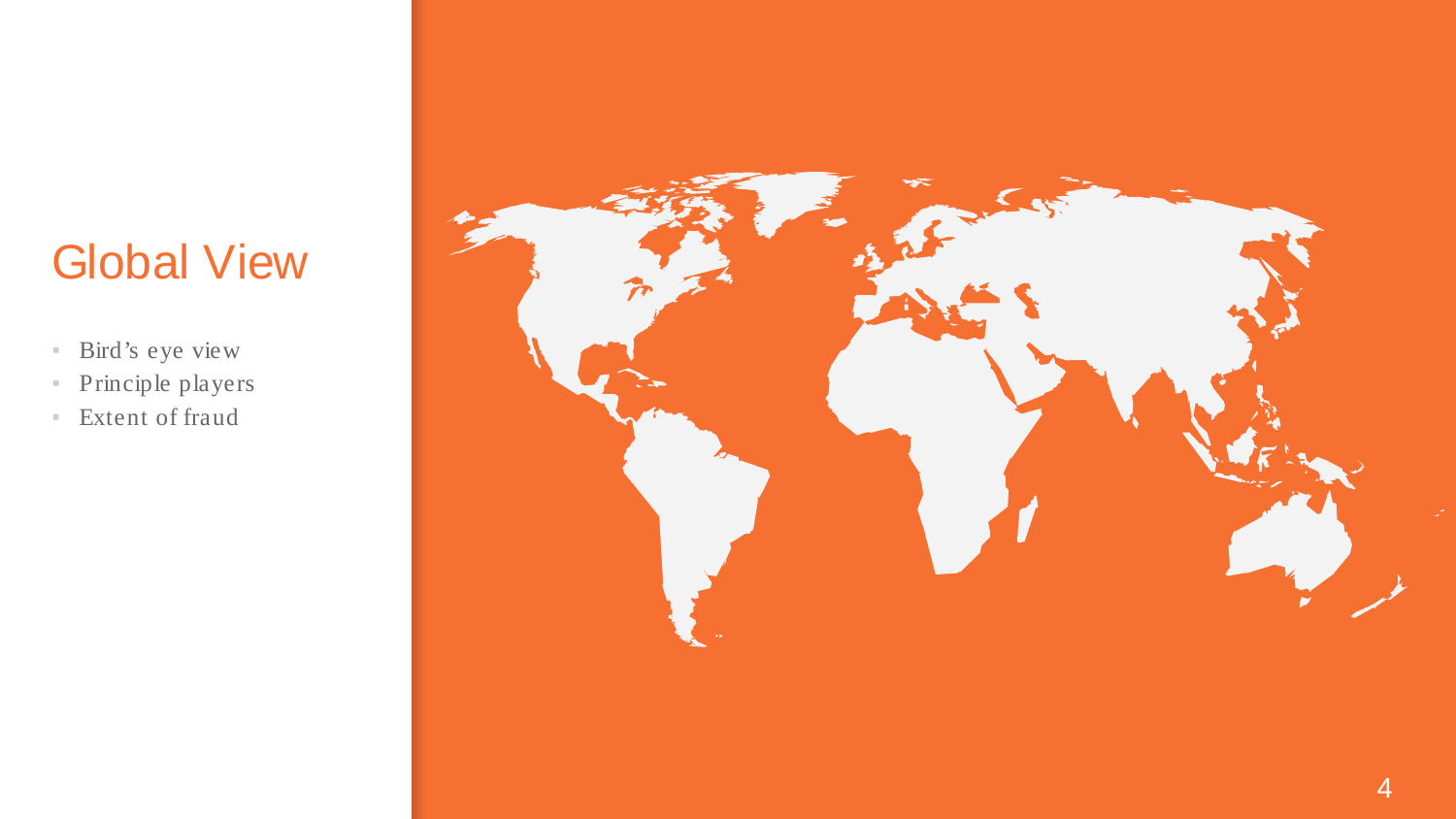# Global View

- Bird's eye view
- Principle players
- Extent of fraud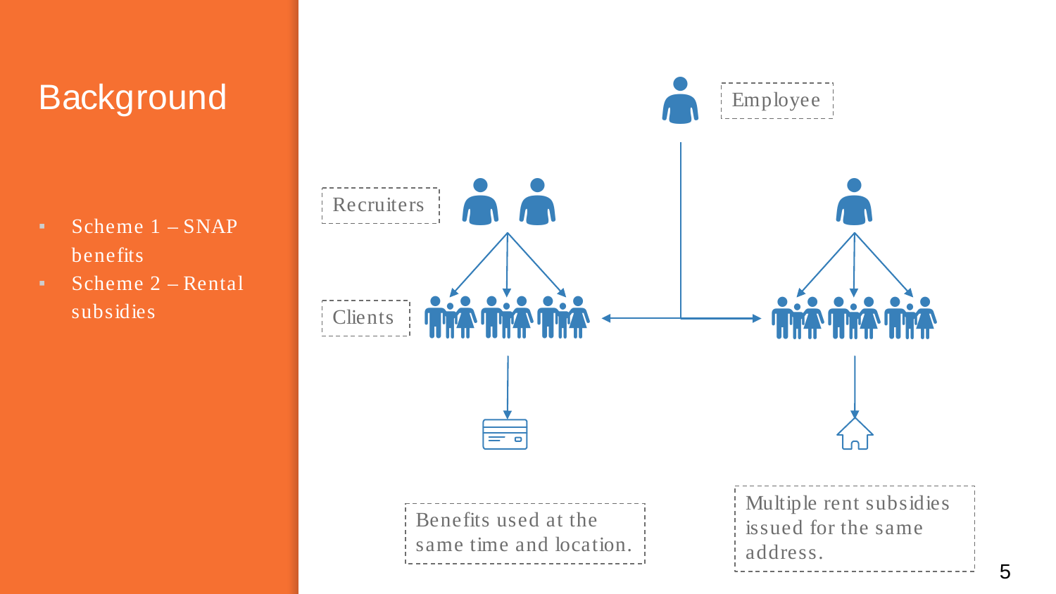# Background

- Scheme 1 – SNAP benefits
- Scheme 2 – Rental subsidies

Employee

Recruiters

Clients

Benefits used at the same time and location.

Multiple rent subsidies issued for the same address.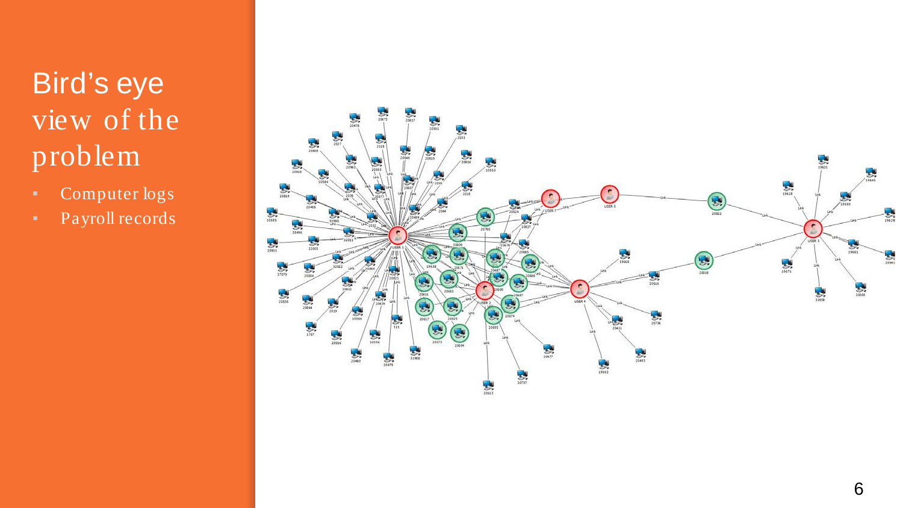# Bird's eye view of the problem

- Computer logs
- Payroll records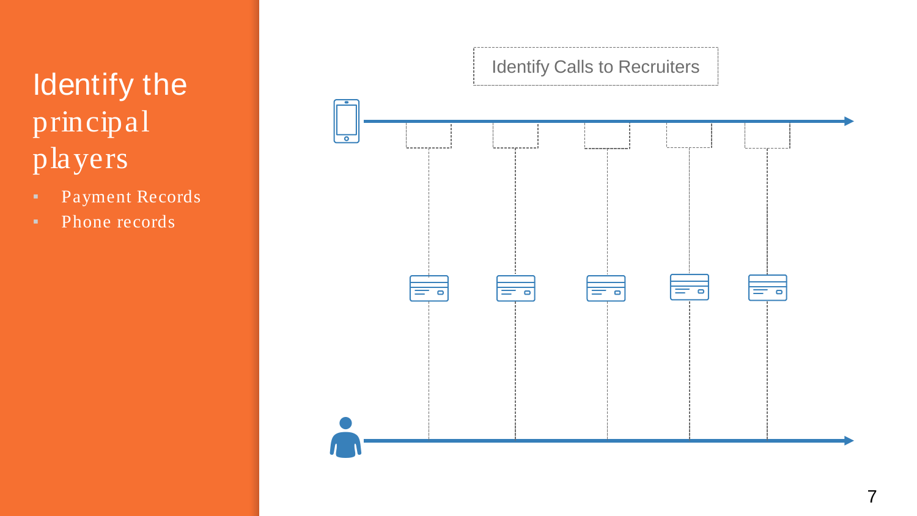# Identify the principal players

- Payment Records
- Phone records

Identify Calls to Recruiters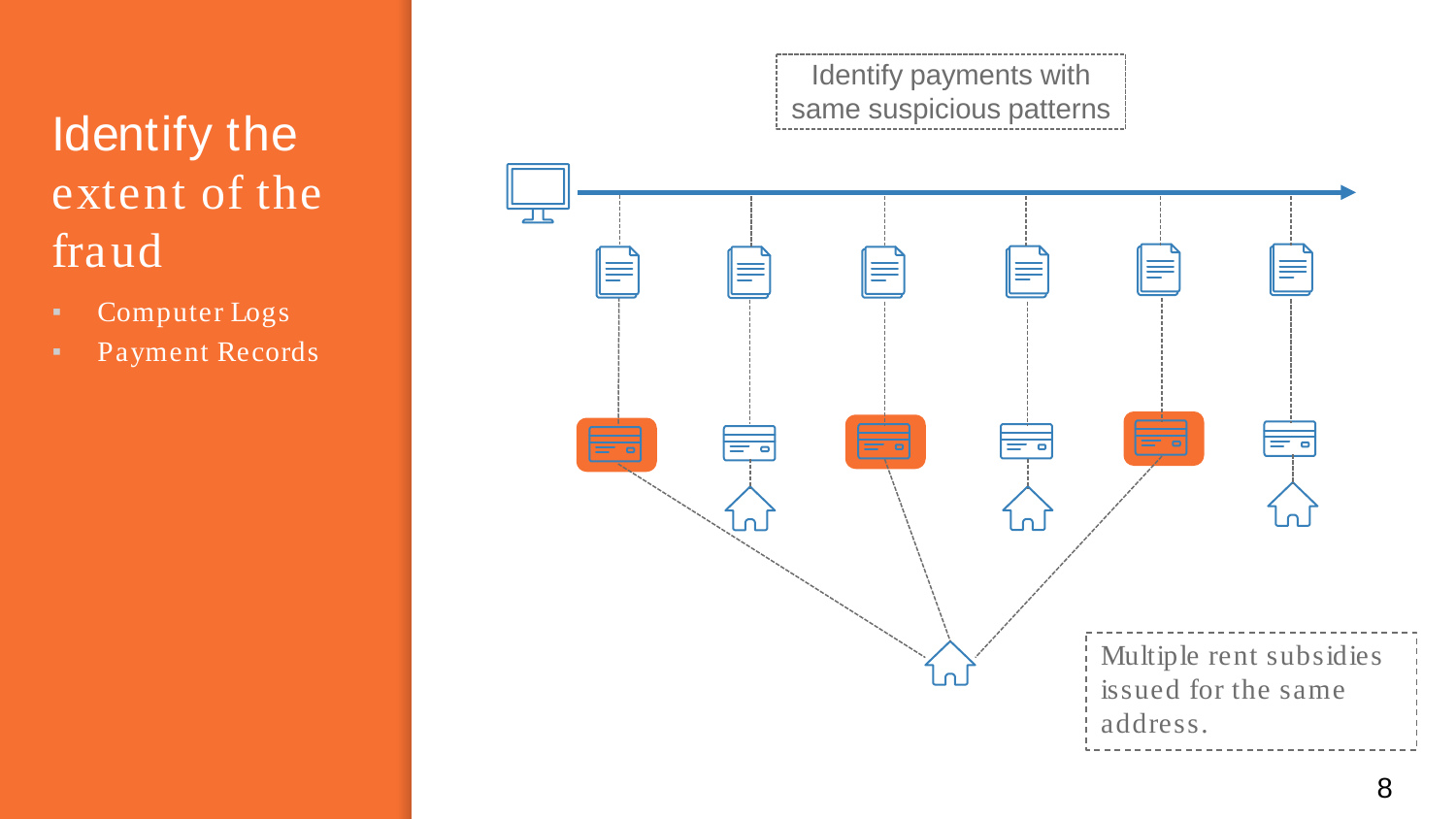# Identify the extent of the fraud

- Computer Logs
- Payment Records

Identify payments with same suspicious patterns

Multiple rent subsidies issued for the same address.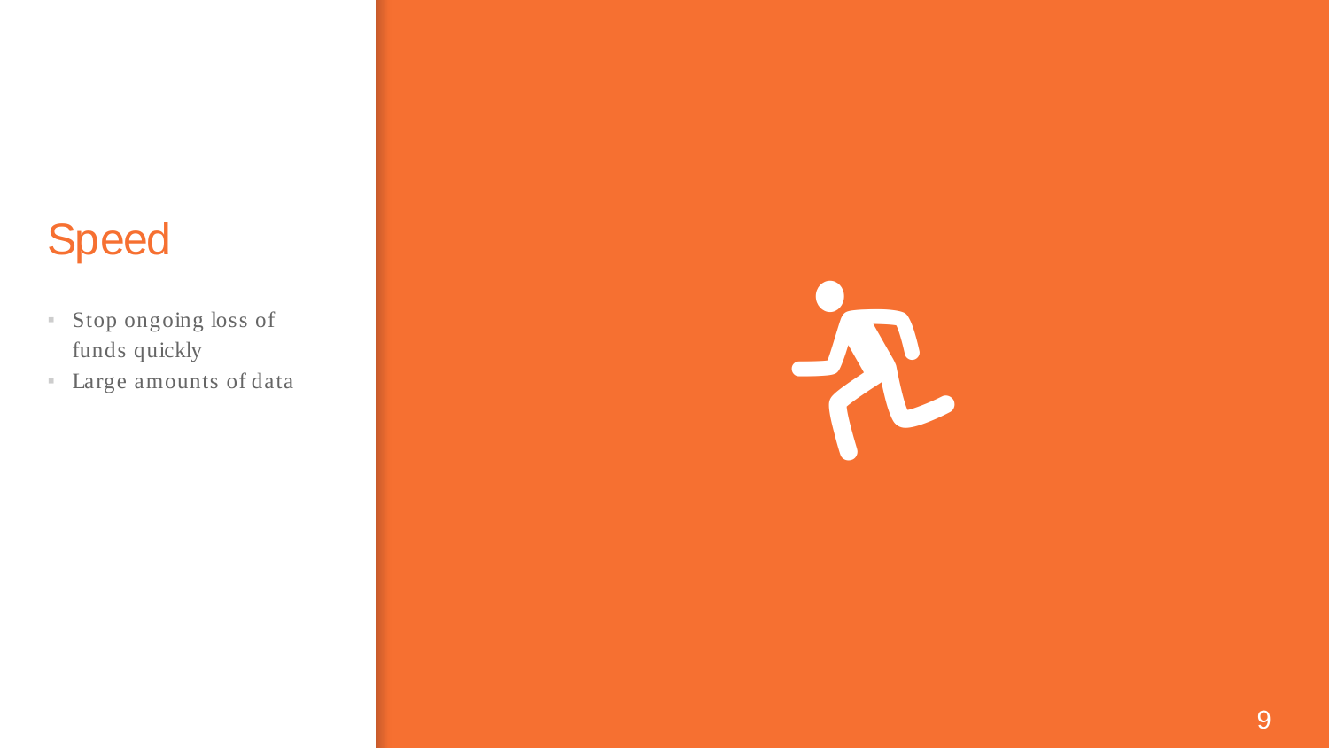# Speed

- Stop ongoing loss of funds quickly
- Large amounts of data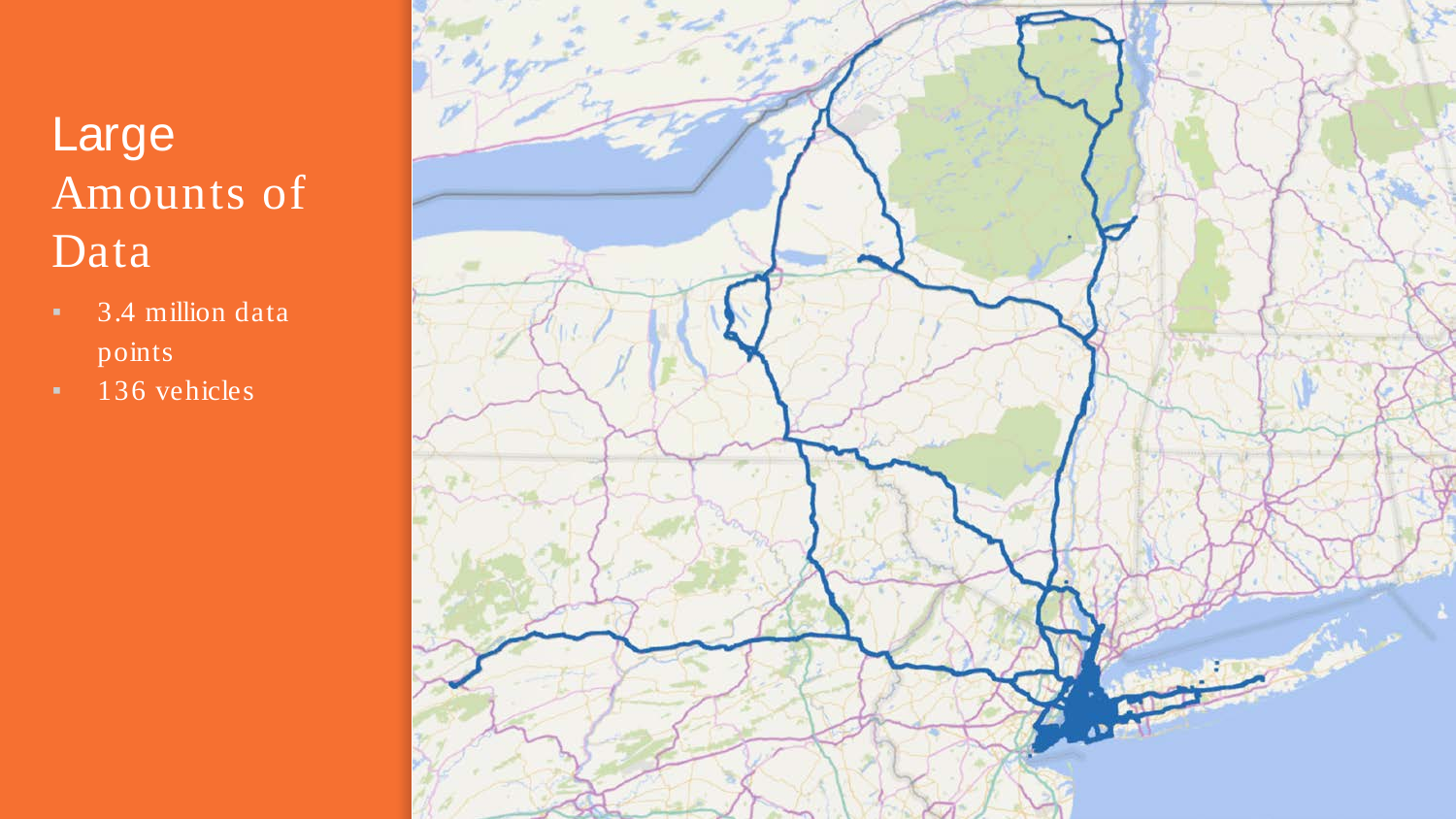# Large Amounts of Data

- 3.4 million data points
- 136 vehicles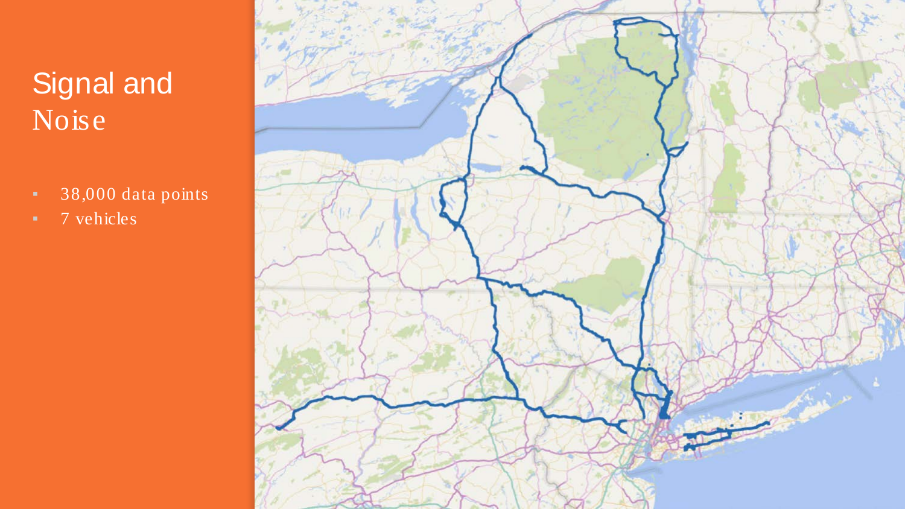# Signal and Noise

- 38,000 data points
- 7 vehicles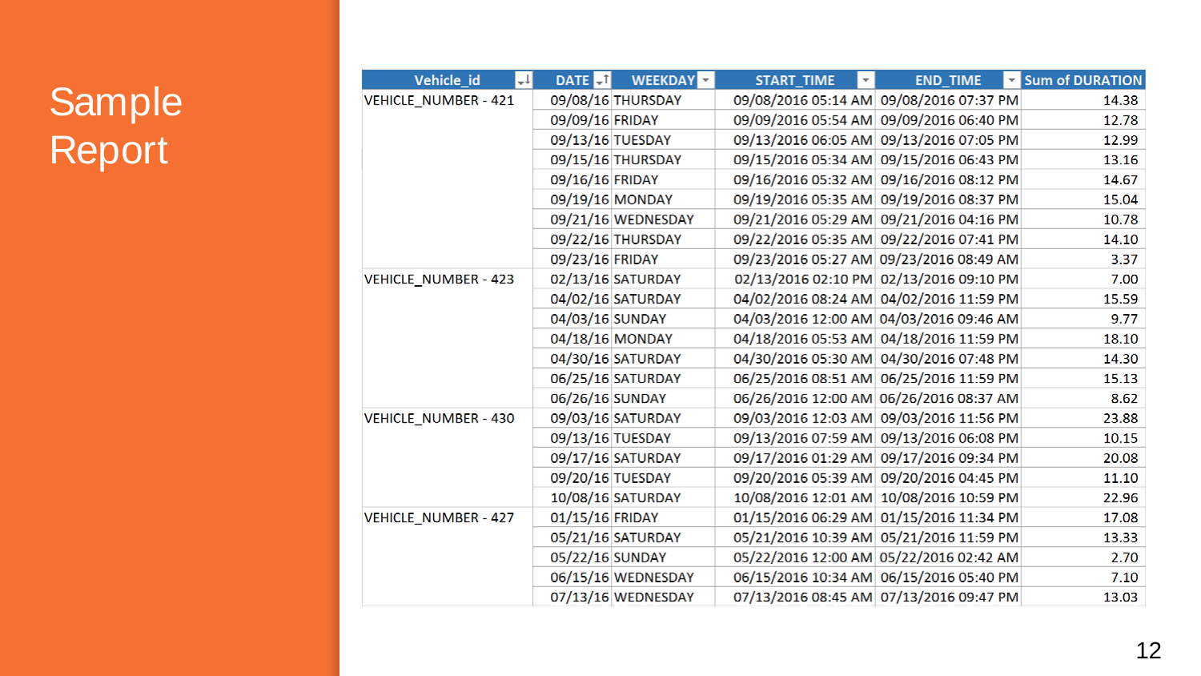# Sample Report

| Vehicle_id | DATE | WEEKDAY | START_TIME | END_TIME | Sum of DURATION |
|---|---|---|---|---|---|
| VEHICLE_NUMBER - 421 | 09/08/16 | THURSDAY | 09/08/2016 05:14 AM | 09/08/2016 07:37 PM | 14.38 |
| | 09/09/16 | FRIDAY | 09/09/2016 05:54 AM | 09/09/2016 06:40 PM | 12.78 |
| | 09/13/16 | TUESDAY | 09/13/2016 06:05 AM | 09/13/2016 07:05 PM | 12.99 |
| | 09/15/16 | THURSDAY | 09/15/2016 05:34 AM | 09/15/2016 06:43 PM | 13.16 |
| | 09/16/16 | FRIDAY | 09/16/2016 05:32 AM | 09/16/2016 08:12 PM | 14.67 |
| | 09/19/16 | MONDAY | 09/19/2016 05:35 AM | 09/19/2016 08:37 PM | 15.04 |
| | 09/21/16 | WEDNESDAY | 09/21/2016 05:29 AM | 09/21/2016 04:16 PM | 10.78 |
| | 09/22/16 | THURSDAY | 09/22/2016 05:35 AM | 09/22/2016 07:41 PM | 14.10 |
| | 09/23/16 | FRIDAY | 09/23/2016 05:27 AM | 09/23/2016 08:49 AM | 3.37 |
| VEHICLE_NUMBER - 423 | 02/13/16 | SATURDAY | 02/13/2016 02:10 PM | 02/13/2016 09:10 PM | 7.00 |
| | 04/02/16 | SATURDAY | 04/02/2016 08:24 AM | 04/02/2016 11:59 PM | 15.59 |
| | 04/03/16 | SUNDAY | 04/03/2016 12:00 AM | 04/03/2016 09:46 AM | 9.77 |
| | 04/18/16 | MONDAY | 04/18/2016 05:53 AM | 04/18/2016 11:59 PM | 18.10 |
| | 04/30/16 | SATURDAY | 04/30/2016 05:30 AM | 04/30/2016 07:48 PM | 14.30 |
| | 06/25/16 | SATURDAY | 06/25/2016 08:51 AM | 06/25/2016 11:59 PM | 15.13 |
| | 06/26/16 | SUNDAY | 06/26/2016 12:00 AM | 06/26/2016 08:37 AM | 8.62 |
| VEHICLE_NUMBER - 430 | 09/03/16 | SATURDAY | 09/03/2016 12:03 AM | 09/03/2016 11:56 PM | 23.88 |
| | 09/13/16 | TUESDAY | 09/13/2016 07:59 AM | 09/13/2016 06:08 PM | 10.15 |
| | 09/17/16 | SATURDAY | 09/17/2016 01:29 AM | 09/17/2016 09:34 PM | 20.08 |
| | 09/20/16 | TUESDAY | 09/20/2016 05:39 AM | 09/20/2016 04:45 PM | 11.10 |
| | 10/08/16 | SATURDAY | 10/08/2016 12:01 AM | 10/08/2016 10:59 PM | 22.96 |
| VEHICLE_NUMBER - 427 | 01/15/16 | FRIDAY | 01/15/2016 06:29 AM | 01/15/2016 11:34 PM | 17.08 |
| | 05/21/16 | SATURDAY | 05/21/2016 10:39 AM | 05/21/2016 11:59 PM | 13.33 |
| | 05/22/16 | SUNDAY | 05/22/2016 12:00 AM | 05/22/2016 02:42 AM | 2.70 |
| | 06/15/16 | WEDNESDAY | 06/15/2016 10:34 AM | 06/15/2016 05:40 PM | 7.10 |
| | 07/13/16 | WEDNESDAY | 07/13/2016 08:45 AM | 07/13/2016 09:47 PM | 13.03 |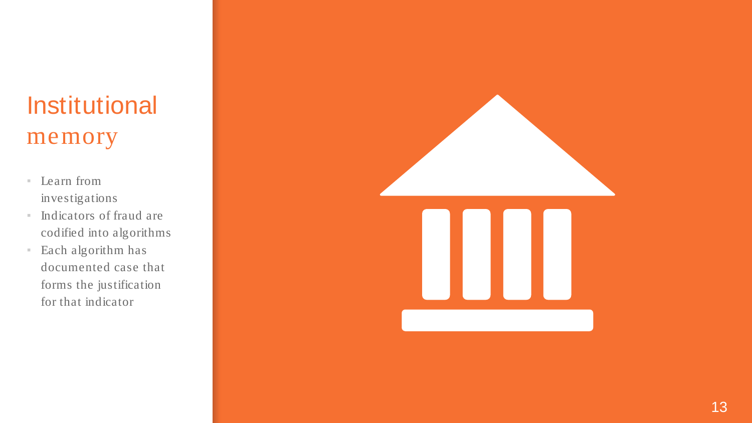# Institutional memory

- Learn from investigations
- Indicators of fraud are codified into algorithms
- Each algorithm has documented case that forms the justification for that indicator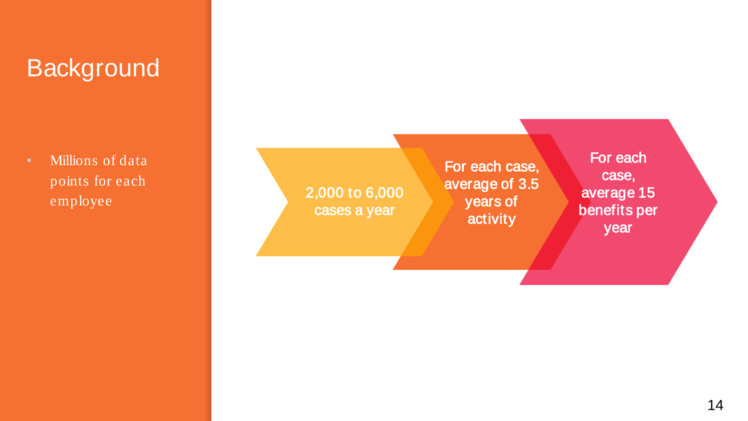# Background

- Millions of data points for each employee

2,000 to 6,000 cases a year

For each case, average of 3.5 years of activity

For each case, average 15 benefits per year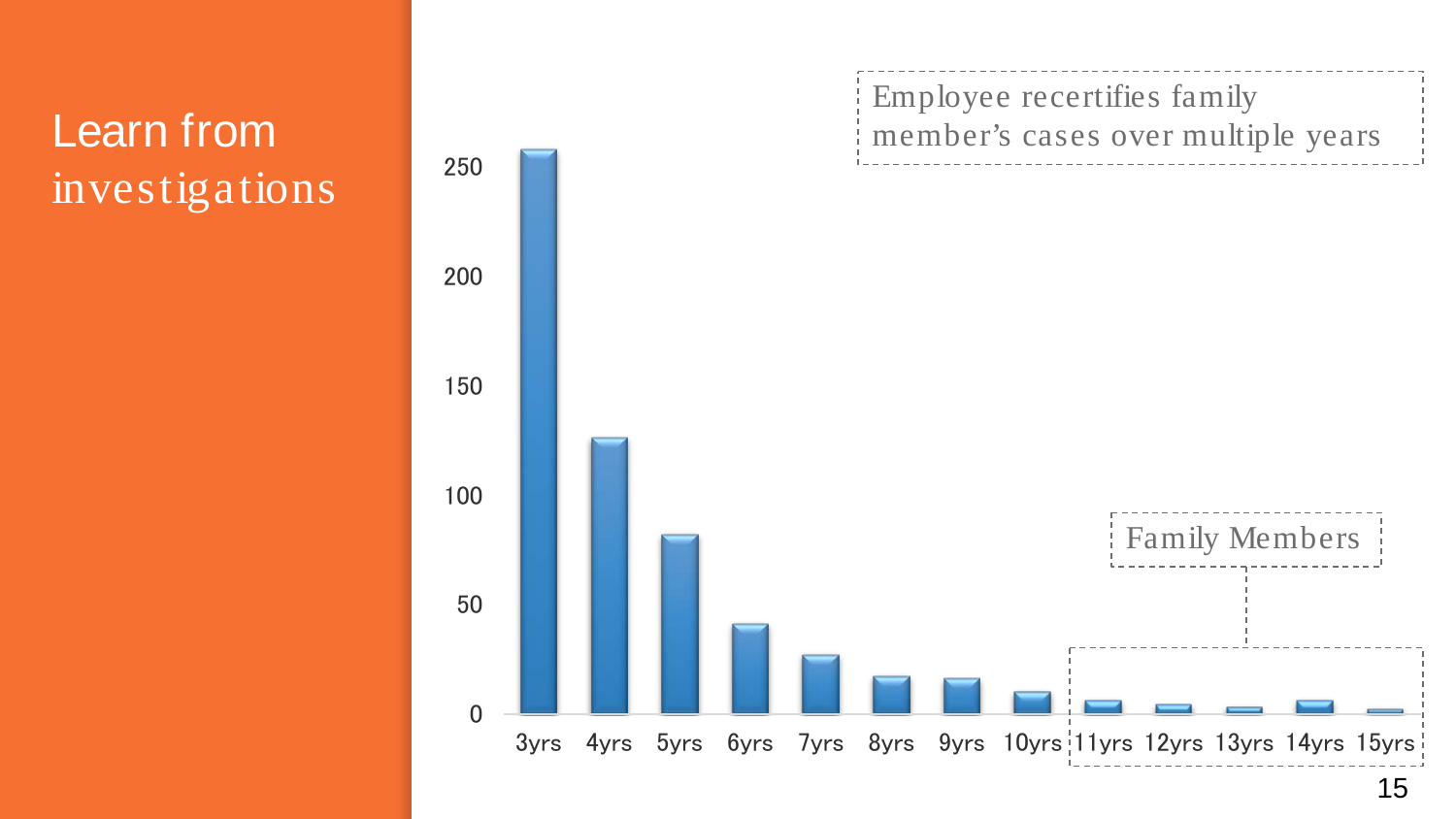# Learn from investigations

Employee recertifies family member's cases over multiple years

Family Members

| Years | Count (approx.) |
| --- | --- |
| 3yrs | 258 |
| 4yrs | 127 |
| 5yrs | 82 |
| 6yrs | 41 |
| 7yrs | 27 |
| 8yrs | 17 |
| 9yrs | 16 |
| 10yrs | 10 |
| 11yrs | 6 |
| 12yrs | 4 |
| 13yrs | 3 |
| 14yrs | 6 |
| 15yrs | 2 |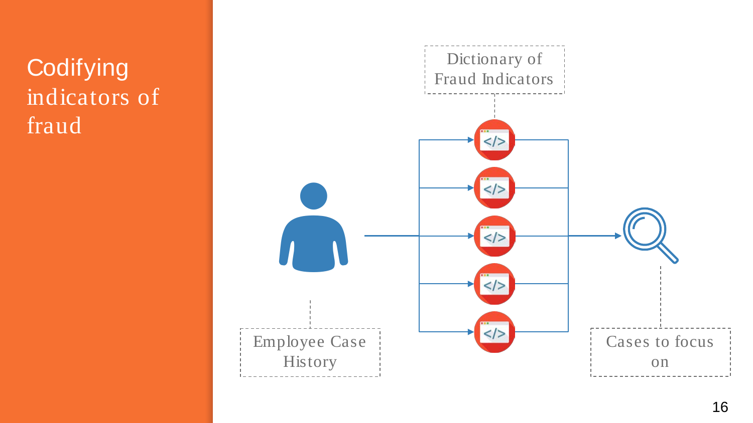# Codifying indicators of fraud

Dictionary of Fraud Indicators

Employee Case History

Cases to focus on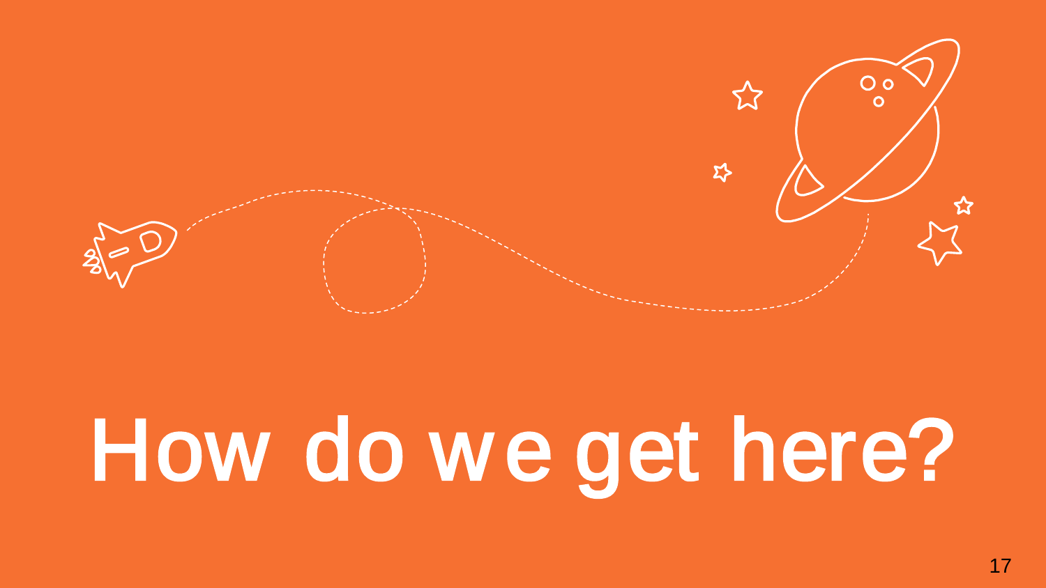# How do we get here?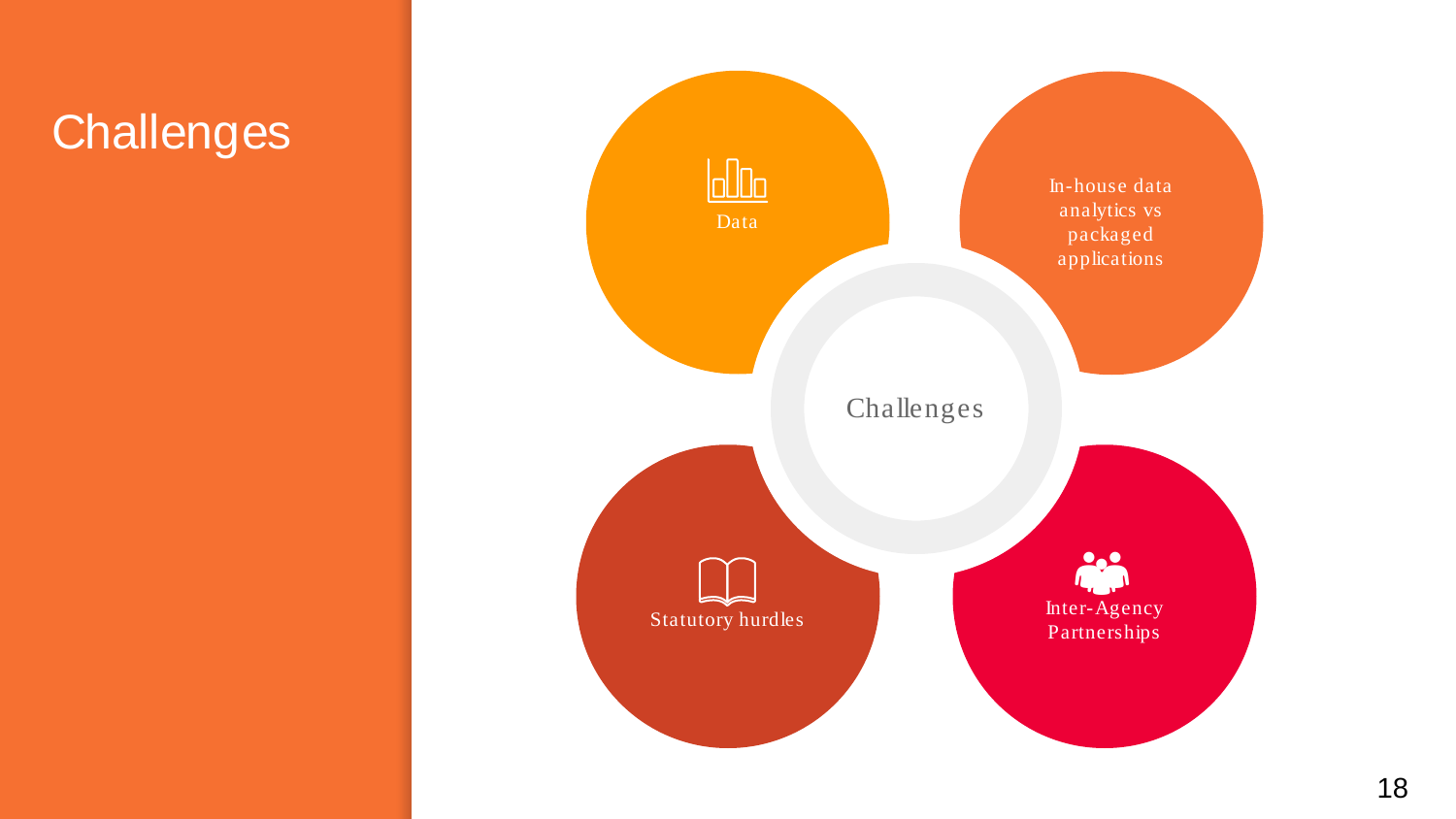# Challenges

Challenges

- Data
- In-house data analytics vs packaged applications
- Statutory hurdles
- Inter-Agency Partnerships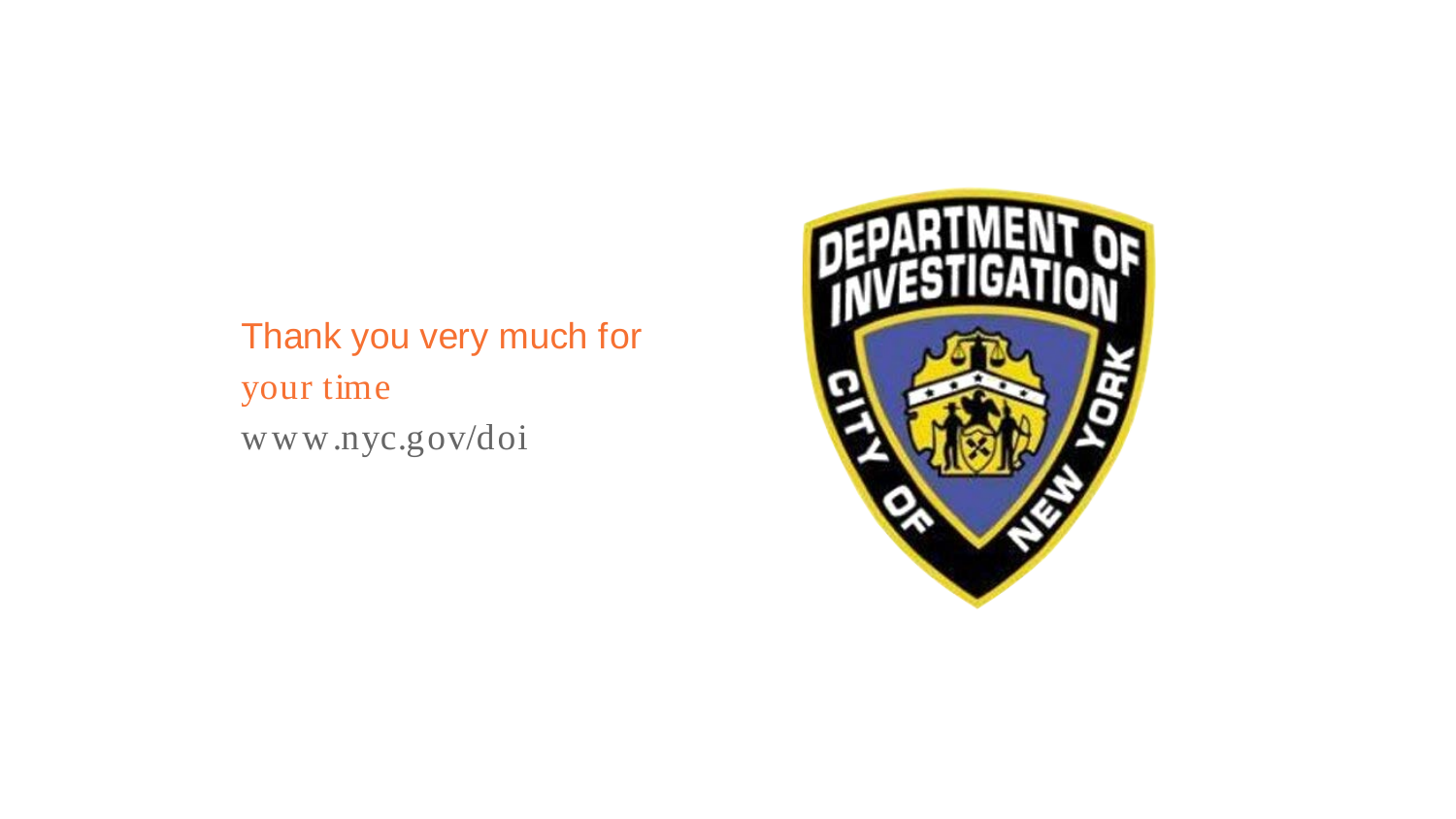Thank you very much for your time

www.nyc.gov/doi